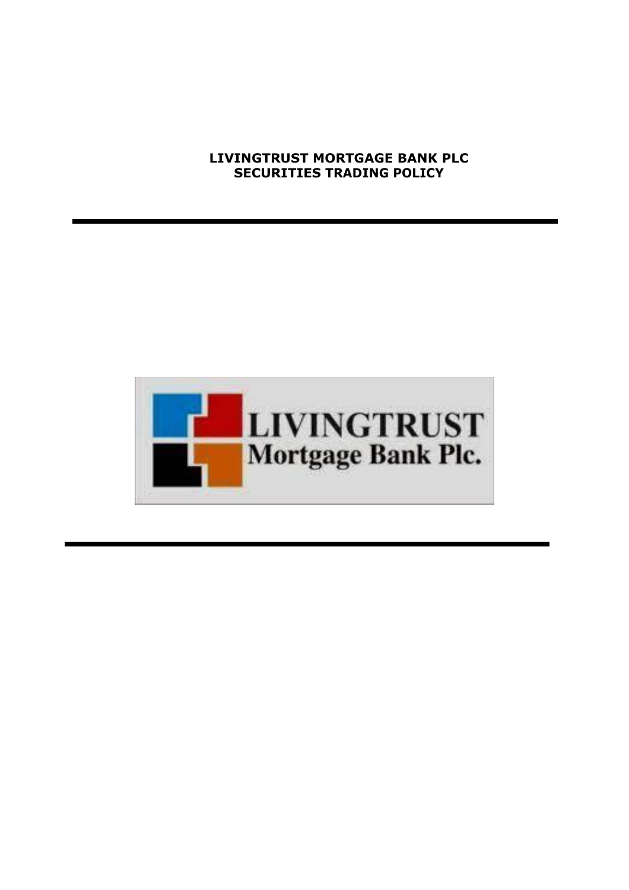**LIVINGTRUST MORTGAGE BANK PLC**
**SECURITIES TRADING POLICY**

LIVINGTRUST
Mortgage Bank Plc.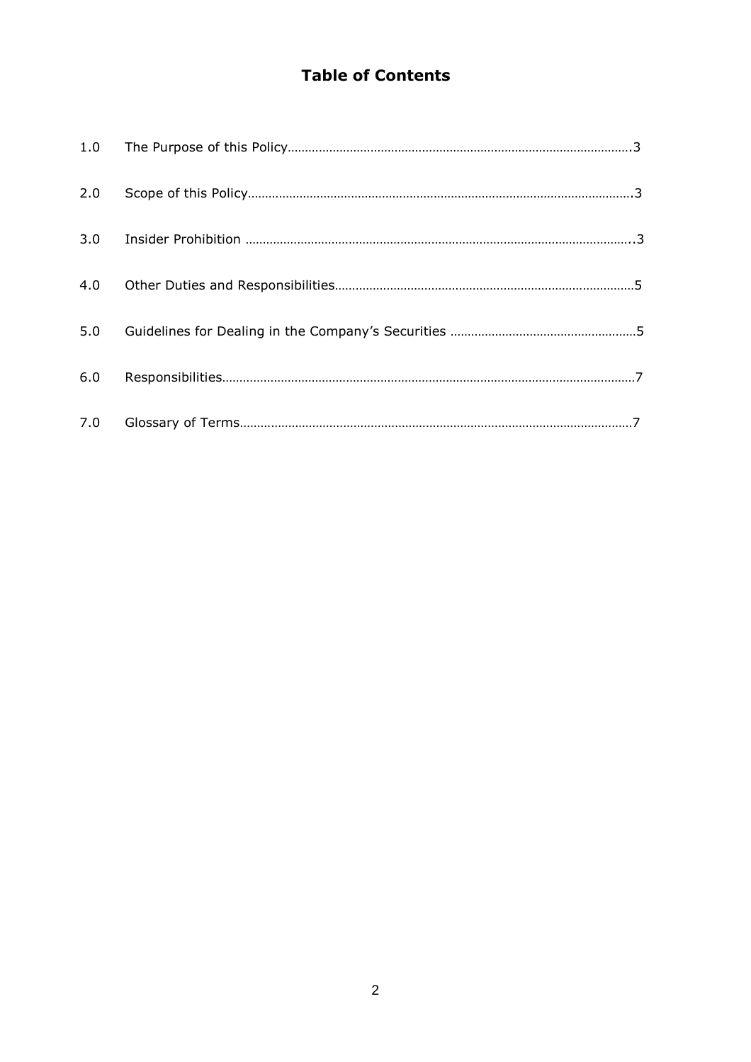# Table of Contents

| | | |
|---|---|---|
| 1.0 | The Purpose of this Policy | 3 |
| 2.0 | Scope of this Policy | 3 |
| 3.0 | Insider Prohibition | 3 |
| 4.0 | Other Duties and Responsibilities | 5 |
| 5.0 | Guidelines for Dealing in the Company's Securities | 5 |
| 6.0 | Responsibilities | 7 |
| 7.0 | Glossary of Terms | 7 |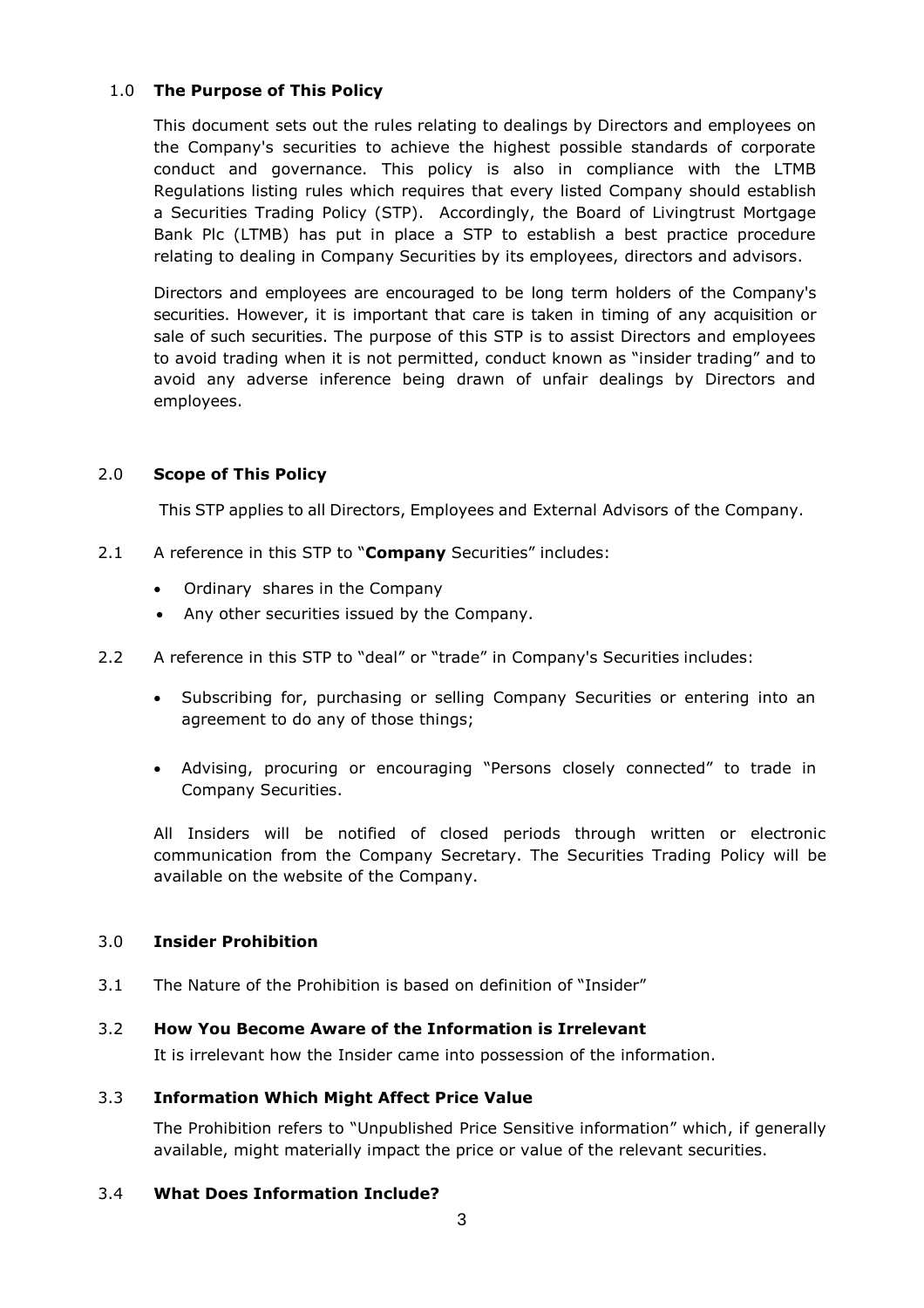## 1.0 The Purpose of This Policy

This document sets out the rules relating to dealings by Directors and employees on the Company's securities to achieve the highest possible standards of corporate conduct and governance. This policy is also in compliance with the LTMB Regulations listing rules which requires that every listed Company should establish a Securities Trading Policy (STP). Accordingly, the Board of Livingtrust Mortgage Bank Plc (LTMB) has put in place a STP to establish a best practice procedure relating to dealing in Company Securities by its employees, directors and advisors.

Directors and employees are encouraged to be long term holders of the Company's securities. However, it is important that care is taken in timing of any acquisition or sale of such securities. The purpose of this STP is to assist Directors and employees to avoid trading when it is not permitted, conduct known as "insider trading" and to avoid any adverse inference being drawn of unfair dealings by Directors and employees.

## 2.0 Scope of This Policy

This STP applies to all Directors, Employees and External Advisors of the Company.

2.1 A reference in this STP to "**Company** Securities" includes:

- Ordinary shares in the Company
- Any other securities issued by the Company.

2.2 A reference in this STP to "deal" or "trade" in Company's Securities includes:

- Subscribing for, purchasing or selling Company Securities or entering into an agreement to do any of those things;
- Advising, procuring or encouraging "Persons closely connected" to trade in Company Securities.

All Insiders will be notified of closed periods through written or electronic communication from the Company Secretary. The Securities Trading Policy will be available on the website of the Company.

## 3.0 Insider Prohibition

3.1 The Nature of the Prohibition is based on definition of "Insider"

### 3.2 How You Become Aware of the Information is Irrelevant

It is irrelevant how the Insider came into possession of the information.

### 3.3 Information Which Might Affect Price Value

The Prohibition refers to "Unpublished Price Sensitive information" which, if generally available, might materially impact the price or value of the relevant securities.

### 3.4 What Does Information Include?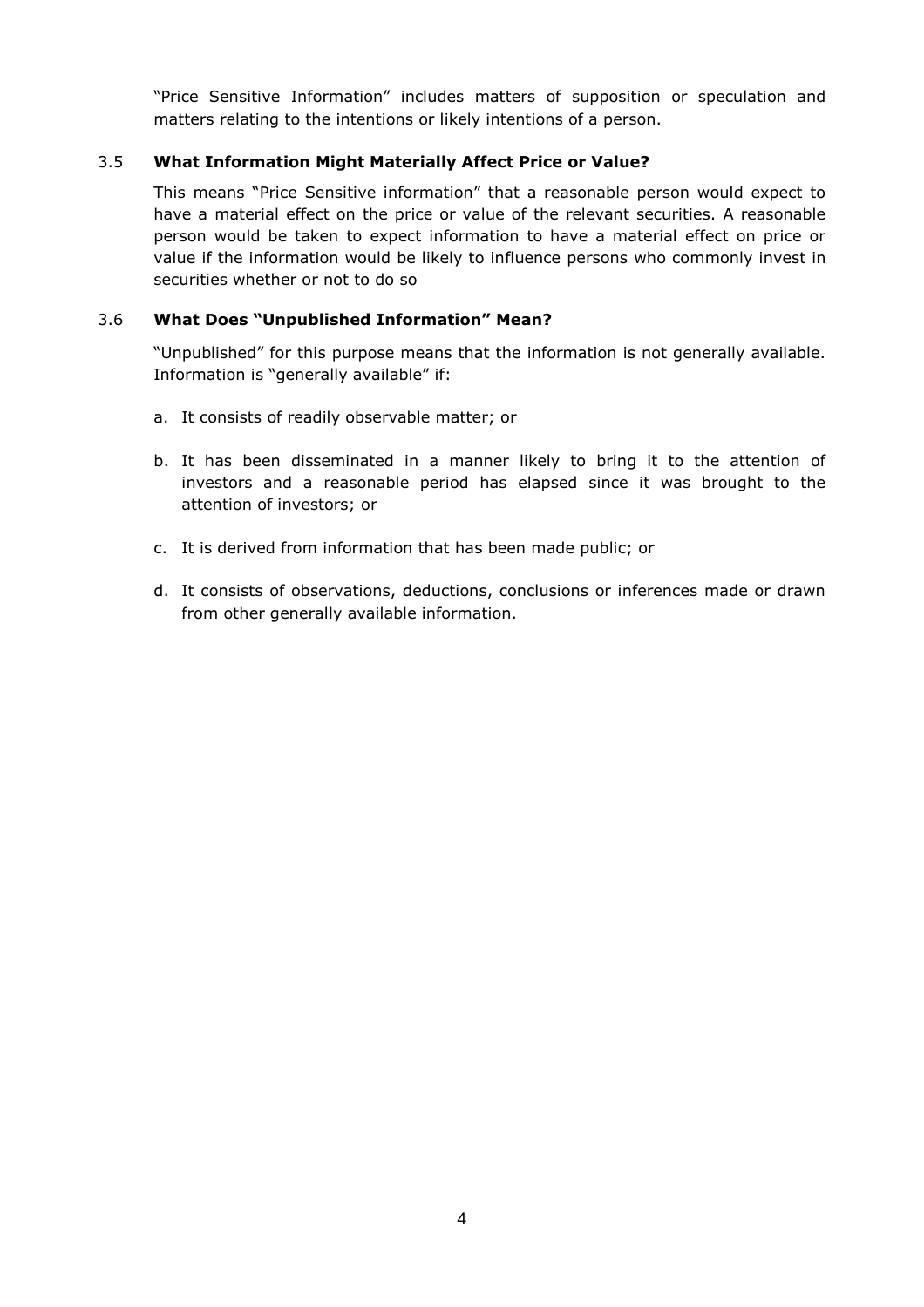"Price Sensitive Information" includes matters of supposition or speculation and matters relating to the intentions or likely intentions of a person.

### 3.5 What Information Might Materially Affect Price or Value?

This means "Price Sensitive information" that a reasonable person would expect to have a material effect on the price or value of the relevant securities. A reasonable person would be taken to expect information to have a material effect on price or value if the information would be likely to influence persons who commonly invest in securities whether or not to do so

### 3.6 What Does "Unpublished Information" Mean?

"Unpublished" for this purpose means that the information is not generally available. Information is "generally available" if:

a. It consists of readily observable matter; or

b. It has been disseminated in a manner likely to bring it to the attention of investors and a reasonable period has elapsed since it was brought to the attention of investors; or

c. It is derived from information that has been made public; or

d. It consists of observations, deductions, conclusions or inferences made or drawn from other generally available information.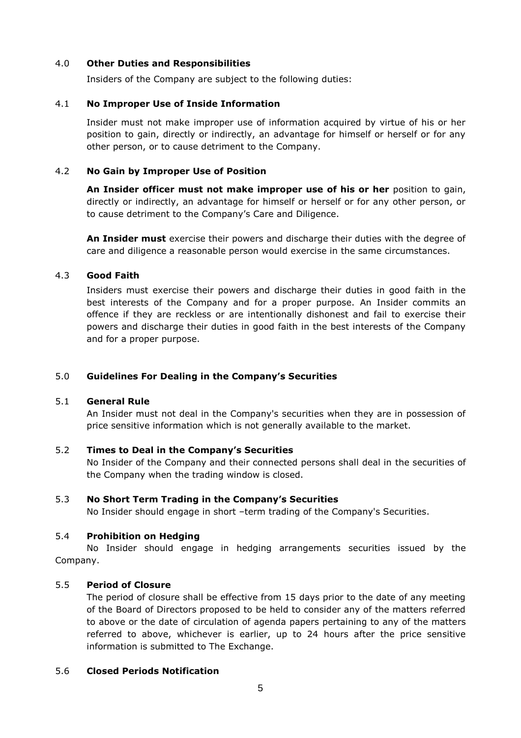## 4.0 Other Duties and Responsibilities

Insiders of the Company are subject to the following duties:

### 4.1 No Improper Use of Inside Information

Insider must not make improper use of information acquired by virtue of his or her position to gain, directly or indirectly, an advantage for himself or herself or for any other person, or to cause detriment to the Company.

### 4.2 No Gain by Improper Use of Position

**An Insider officer must not make improper use of his or her** position to gain, directly or indirectly, an advantage for himself or herself or for any other person, or to cause detriment to the Company's Care and Diligence.

**An Insider must** exercise their powers and discharge their duties with the degree of care and diligence a reasonable person would exercise in the same circumstances.

### 4.3 Good Faith

Insiders must exercise their powers and discharge their duties in good faith in the best interests of the Company and for a proper purpose. An Insider commits an offence if they are reckless or are intentionally dishonest and fail to exercise their powers and discharge their duties in good faith in the best interests of the Company and for a proper purpose.

## 5.0 Guidelines For Dealing in the Company's Securities

### 5.1 General Rule

An Insider must not deal in the Company's securities when they are in possession of price sensitive information which is not generally available to the market.

### 5.2 Times to Deal in the Company's Securities

No Insider of the Company and their connected persons shall deal in the securities of the Company when the trading window is closed.

### 5.3 No Short Term Trading in the Company's Securities

No Insider should engage in short –term trading of the Company's Securities.

### 5.4 Prohibition on Hedging

No Insider should engage in hedging arrangements securities issued by the Company.

### 5.5 Period of Closure

The period of closure shall be effective from 15 days prior to the date of any meeting of the Board of Directors proposed to be held to consider any of the matters referred to above or the date of circulation of agenda papers pertaining to any of the matters referred to above, whichever is earlier, up to 24 hours after the price sensitive information is submitted to The Exchange.

### 5.6 Closed Periods Notification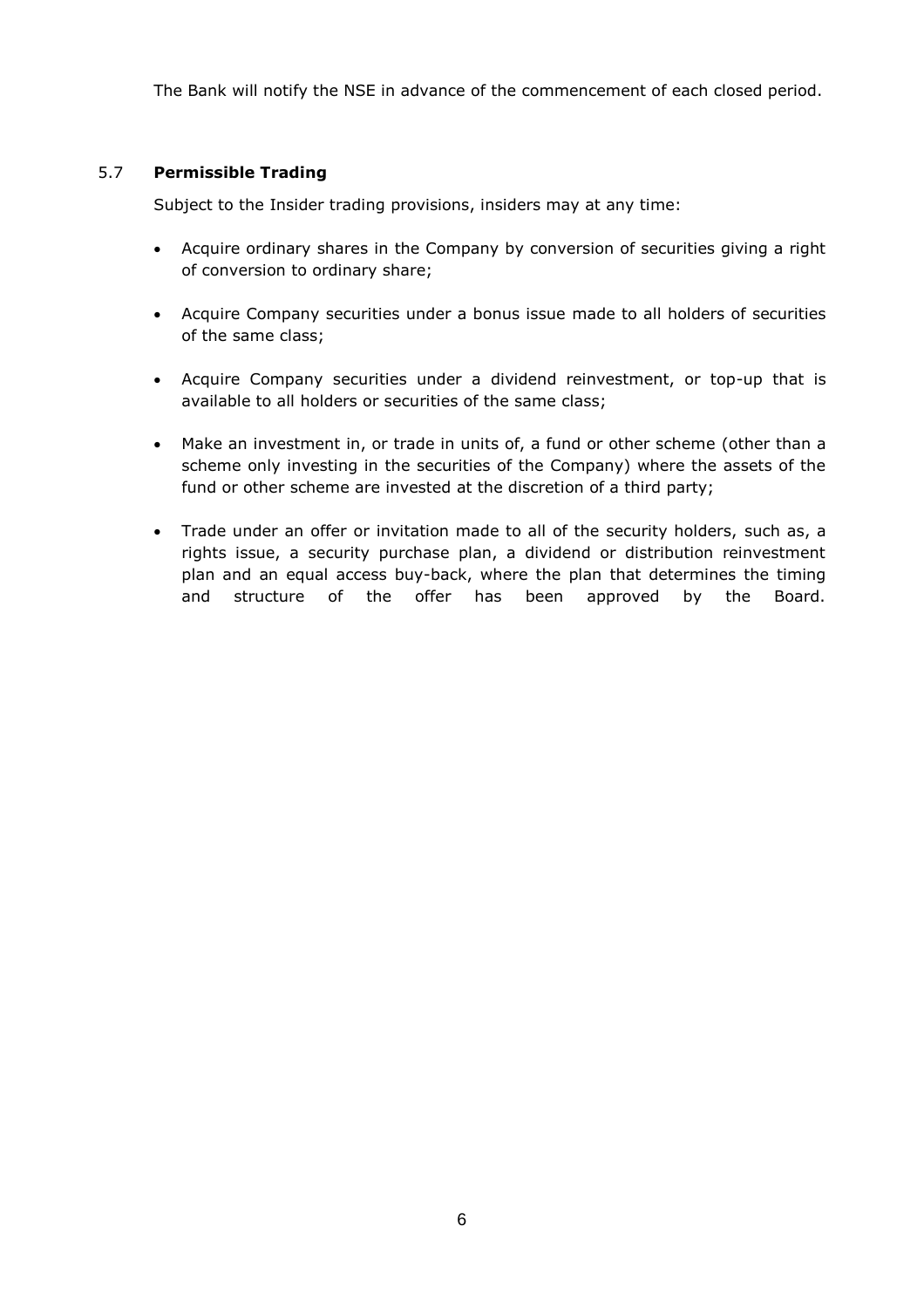The Bank will notify the NSE in advance of the commencement of each closed period.

### 5.7 **Permissible Trading**

Subject to the Insider trading provisions, insiders may at any time:

- Acquire ordinary shares in the Company by conversion of securities giving a right of conversion to ordinary share;
- Acquire Company securities under a bonus issue made to all holders of securities of the same class;
- Acquire Company securities under a dividend reinvestment, or top-up that is available to all holders or securities of the same class;
- Make an investment in, or trade in units of, a fund or other scheme (other than a scheme only investing in the securities of the Company) where the assets of the fund or other scheme are invested at the discretion of a third party;
- Trade under an offer or invitation made to all of the security holders, such as, a rights issue, a security purchase plan, a dividend or distribution reinvestment plan and an equal access buy-back, where the plan that determines the timing and structure of the offer has been approved by the Board.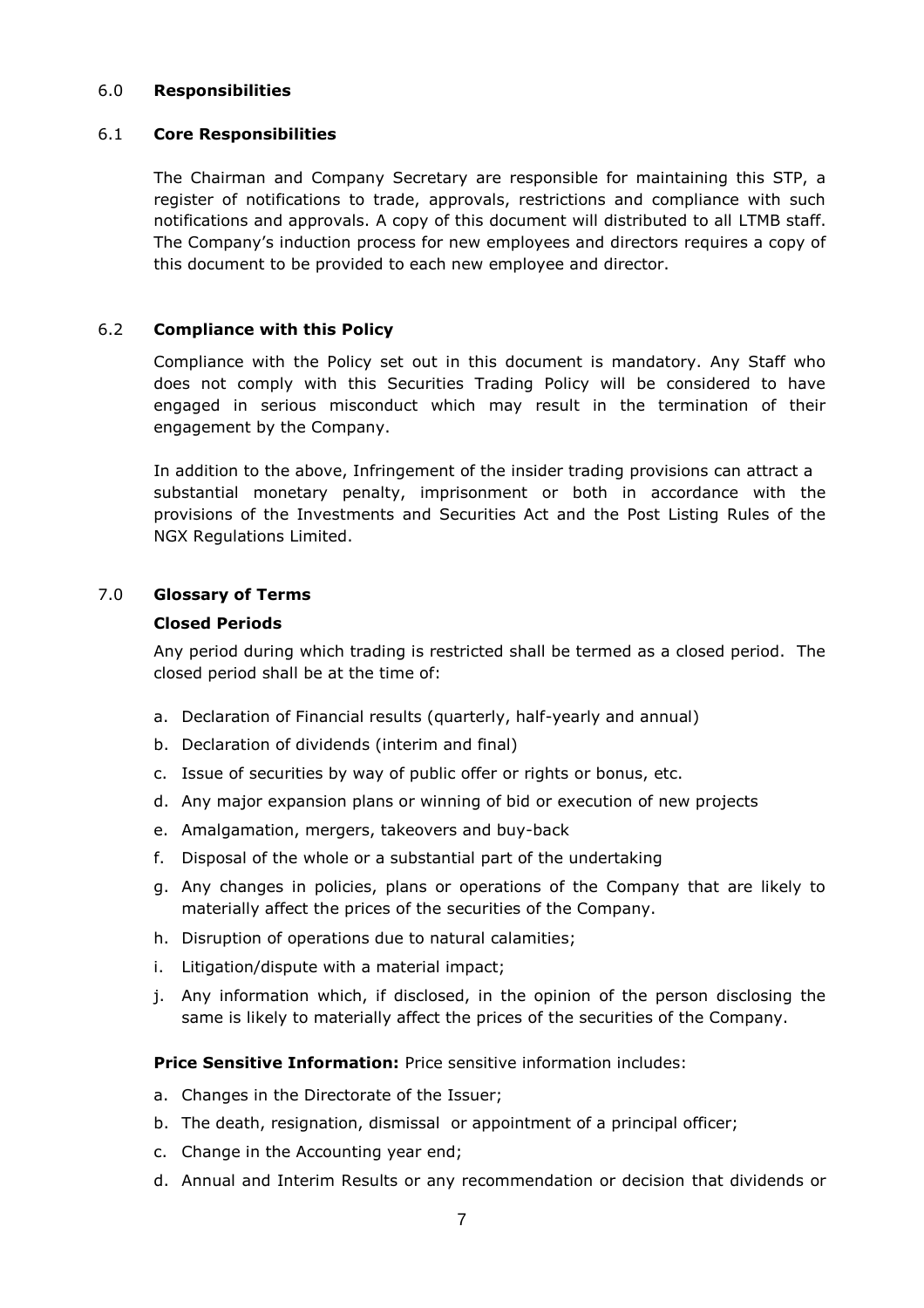## 6.0 **Responsibilities**

### 6.1 **Core Responsibilities**

The Chairman and Company Secretary are responsible for maintaining this STP, a register of notifications to trade, approvals, restrictions and compliance with such notifications and approvals. A copy of this document will distributed to all LTMB staff. The Company's induction process for new employees and directors requires a copy of this document to be provided to each new employee and director.

### 6.2 **Compliance with this Policy**

Compliance with the Policy set out in this document is mandatory. Any Staff who does not comply with this Securities Trading Policy will be considered to have engaged in serious misconduct which may result in the termination of their engagement by the Company.

In addition to the above, Infringement of the insider trading provisions can attract a substantial monetary penalty, imprisonment or both in accordance with the provisions of the Investments and Securities Act and the Post Listing Rules of the NGX Regulations Limited.

## 7.0 **Glossary of Terms**

**Closed Periods**

Any period during which trading is restricted shall be termed as a closed period. The closed period shall be at the time of:

a. Declaration of Financial results (quarterly, half-yearly and annual)
b. Declaration of dividends (interim and final)
c. Issue of securities by way of public offer or rights or bonus, etc.
d. Any major expansion plans or winning of bid or execution of new projects
e. Amalgamation, mergers, takeovers and buy-back
f. Disposal of the whole or a substantial part of the undertaking
g. Any changes in policies, plans or operations of the Company that are likely to materially affect the prices of the securities of the Company.
h. Disruption of operations due to natural calamities;
i. Litigation/dispute with a material impact;
j. Any information which, if disclosed, in the opinion of the person disclosing the same is likely to materially affect the prices of the securities of the Company.

**Price Sensitive Information:** Price sensitive information includes:

a. Changes in the Directorate of the Issuer;
b. The death, resignation, dismissal or appointment of a principal officer;
c. Change in the Accounting year end;
d. Annual and Interim Results or any recommendation or decision that dividends or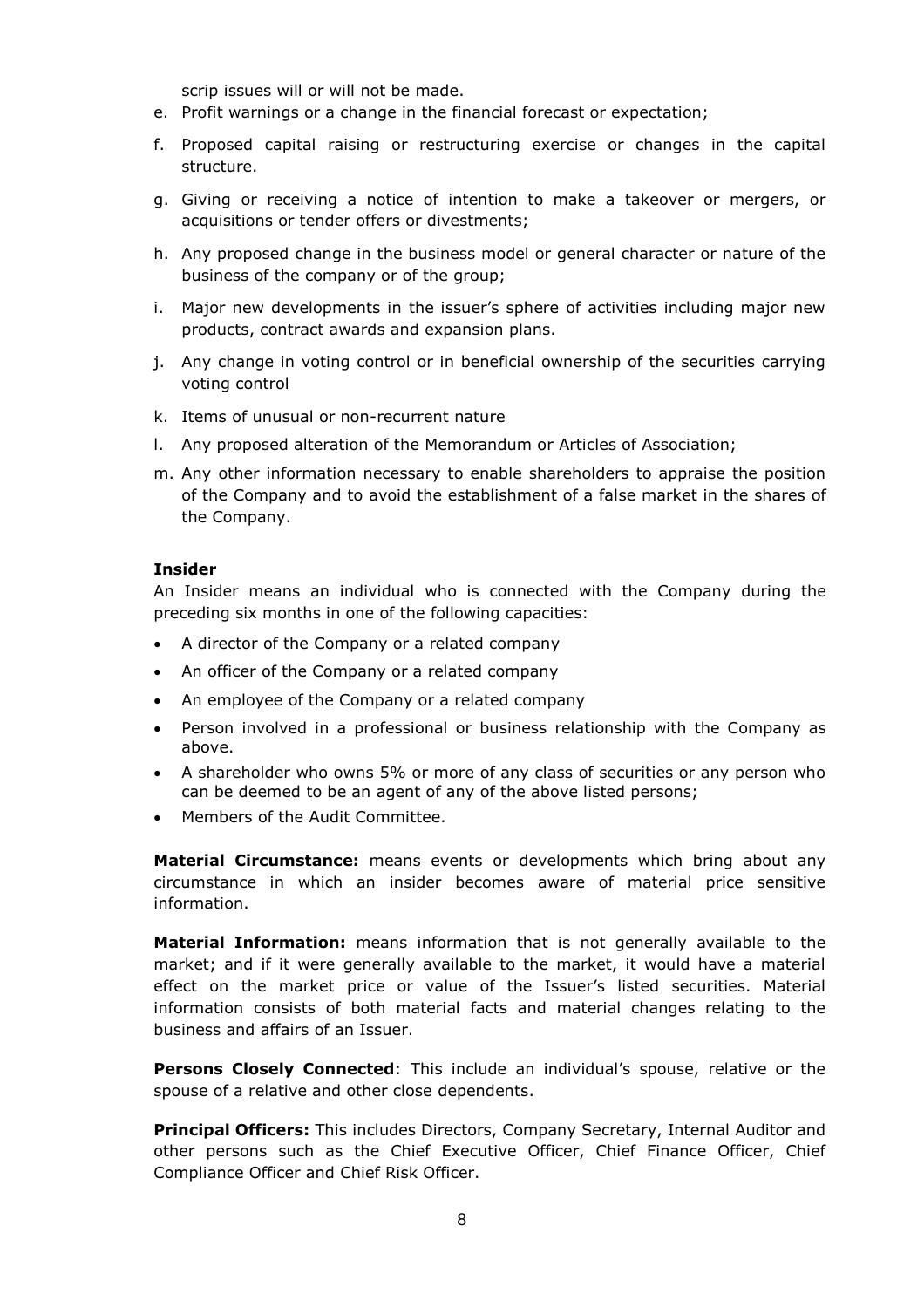scrip issues will or will not be made.

e. Profit warnings or a change in the financial forecast or expectation;

f. Proposed capital raising or restructuring exercise or changes in the capital structure.

g. Giving or receiving a notice of intention to make a takeover or mergers, or acquisitions or tender offers or divestments;

h. Any proposed change in the business model or general character or nature of the business of the company or of the group;

i. Major new developments in the issuer's sphere of activities including major new products, contract awards and expansion plans.

j. Any change in voting control or in beneficial ownership of the securities carrying voting control

k. Items of unusual or non-recurrent nature

l. Any proposed alteration of the Memorandum or Articles of Association;

m. Any other information necessary to enable shareholders to appraise the position of the Company and to avoid the establishment of a false market in the shares of the Company.

**Insider**

An Insider means an individual who is connected with the Company during the preceding six months in one of the following capacities:

- A director of the Company or a related company
- An officer of the Company or a related company
- An employee of the Company or a related company
- Person involved in a professional or business relationship with the Company as above.
- A shareholder who owns 5% or more of any class of securities or any person who can be deemed to be an agent of any of the above listed persons;
- Members of the Audit Committee.

**Material Circumstance:** means events or developments which bring about any circumstance in which an insider becomes aware of material price sensitive information.

**Material Information:** means information that is not generally available to the market; and if it were generally available to the market, it would have a material effect on the market price or value of the Issuer's listed securities. Material information consists of both material facts and material changes relating to the business and affairs of an Issuer.

**Persons Closely Connected**: This include an individual's spouse, relative or the spouse of a relative and other close dependents.

**Principal Officers:** This includes Directors, Company Secretary, Internal Auditor and other persons such as the Chief Executive Officer, Chief Finance Officer, Chief Compliance Officer and Chief Risk Officer.